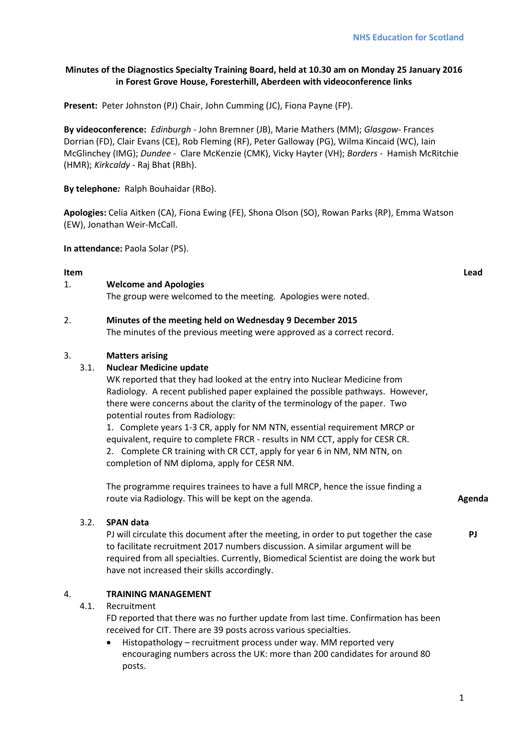NHS Education for Scotland

**Minutes of the Diagnostics Specialty Training Board, held at 10.30 am on Monday 25 January 2016 in Forest Grove House, Foresterhill, Aberdeen with videoconference links**

**Present:** Peter Johnston (PJ) Chair, John Cumming (JC), Fiona Payne (FP).

**By videoconference:** *Edinburgh* - John Bremner (JB), Marie Mathers (MM); *Glasgow*- Frances Dorrian (FD), Clair Evans (CE), Rob Fleming (RF), Peter Galloway (PG), Wilma Kincaid (WC), Iain McGlinchey (IMG); *Dundee* - Clare McKenzie (CMK), Vicky Hayter (VH); *Borders* - Hamish McRitchie (HMR); *Kirkcaldy* - Raj Bhat (RBh).

**By telephone***:* Ralph Bouhaidar (RBo).

**Apologies:** Celia Aitken (CA), Fiona Ewing (FE), Shona Olson (SO), Rowan Parks (RP), Emma Watson (EW), Jonathan Weir-McCall.

**In attendance:** Paola Solar (PS).

| Item | | | Lead |
|---|---|---|---|
| 1. | | **Welcome and Apologies**<br>The group were welcomed to the meeting. Apologies were noted. | |
| 2. | | **Minutes of the meeting held on Wednesday 9 December 2015**<br>The minutes of the previous meeting were approved as a correct record. | |
| 3. | | **Matters arising** | |
| | 3.1. | **Nuclear Medicine update**<br>WK reported that they had looked at the entry into Nuclear Medicine from Radiology. A recent published paper explained the possible pathways. However, there were concerns about the clarity of the terminology of the paper. Two potential routes from Radiology:<br>1. Complete years 1-3 CR, apply for NM NTN, essential requirement MRCP or equivalent, require to complete FRCR - results in NM CCT, apply for CESR CR.<br>2. Complete CR training with CR CCT, apply for year 6 in NM, NM NTN, on completion of NM diploma, apply for CESR NM.<br><br>The programme requires trainees to have a full MRCP, hence the issue finding a route via Radiology. This will be kept on the agenda. | **Agenda** |
| | 3.2. | **SPAN data**<br>PJ will circulate this document after the meeting, in order to put together the case to facilitate recruitment 2017 numbers discussion. A similar argument will be required from all specialties. Currently, Biomedical Scientist are doing the work but have not increased their skills accordingly. | **PJ** |
| 4. | | **TRAINING MANAGEMENT** | |
| | 4.1. | Recruitment<br>FD reported that there was no further update from last time. Confirmation has been received for CIT. There are 39 posts across various specialties.<br>• Histopathology – recruitment process under way. MM reported very encouraging numbers across the UK: more than 200 candidates for around 80 posts. | |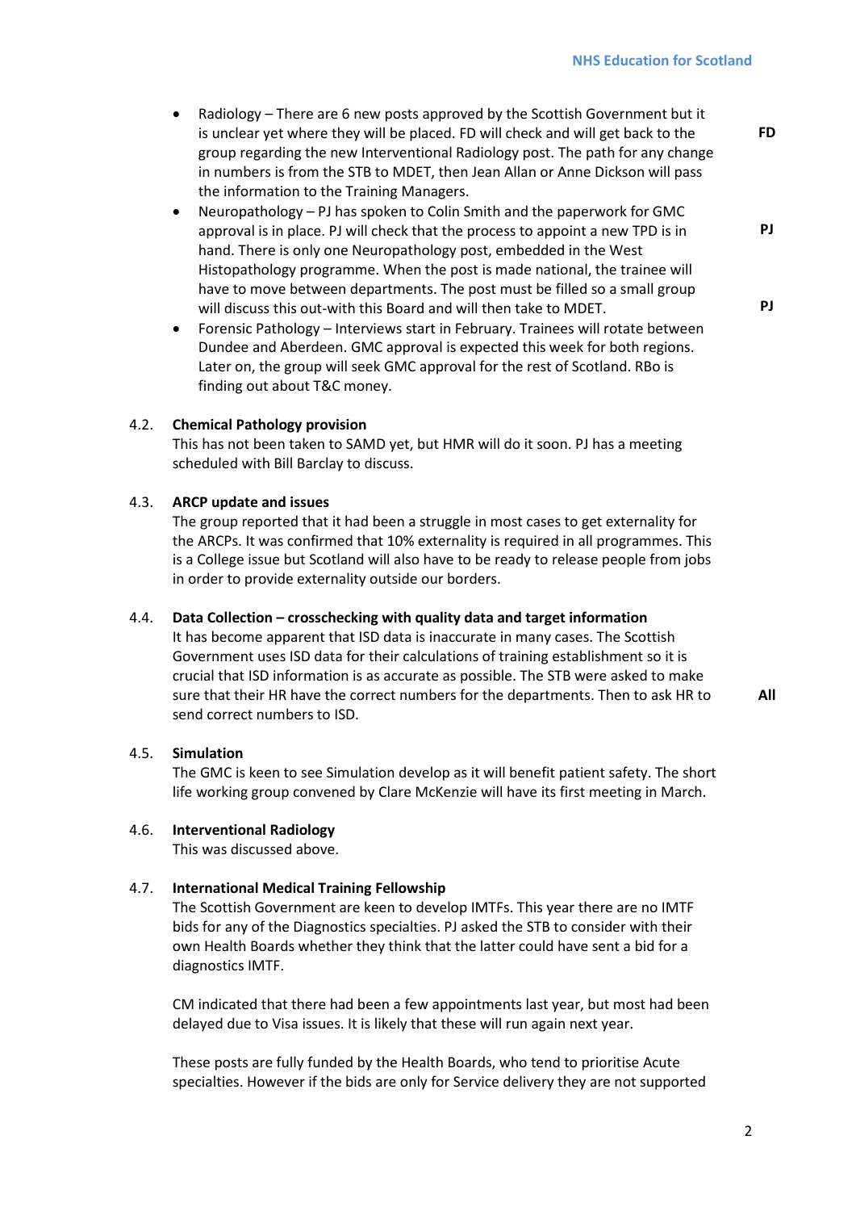- Radiology – There are 6 new posts approved by the Scottish Government but it is unclear yet where they will be placed. FD will check and will get back to the group regarding the new Interventional Radiology post. The path for any change in numbers is from the STB to MDET, then Jean Allan or Anne Dickson will pass the information to the Training Managers. **FD**
- Neuropathology – PJ has spoken to Colin Smith and the paperwork for GMC approval is in place. PJ will check that the process to appoint a new TPD is in hand. There is only one Neuropathology post, embedded in the West Histopathology programme. When the post is made national, the trainee will have to move between departments. The post must be filled so a small group will discuss this out-with this Board and will then take to MDET. **PJ** **PJ**
- Forensic Pathology – Interviews start in February. Trainees will rotate between Dundee and Aberdeen. GMC approval is expected this week for both regions. Later on, the group will seek GMC approval for the rest of Scotland. RBo is finding out about T&C money.

4.2. **Chemical Pathology provision**

This has not been taken to SAMD yet, but HMR will do it soon. PJ has a meeting scheduled with Bill Barclay to discuss.

4.3. **ARCP update and issues**

The group reported that it had been a struggle in most cases to get externality for the ARCPs. It was confirmed that 10% externality is required in all programmes. This is a College issue but Scotland will also have to be ready to release people from jobs in order to provide externality outside our borders.

4.4. **Data Collection – crosschecking with quality data and target information**

It has become apparent that ISD data is inaccurate in many cases. The Scottish Government uses ISD data for their calculations of training establishment so it is crucial that ISD information is as accurate as possible. The STB were asked to make sure that their HR have the correct numbers for the departments. Then to ask HR to send correct numbers to ISD. **All**

4.5. **Simulation**

The GMC is keen to see Simulation develop as it will benefit patient safety. The short life working group convened by Clare McKenzie will have its first meeting in March.

4.6. **Interventional Radiology**

This was discussed above.

4.7. **International Medical Training Fellowship**

The Scottish Government are keen to develop IMTFs. This year there are no IMTF bids for any of the Diagnostics specialties. PJ asked the STB to consider with their own Health Boards whether they think that the latter could have sent a bid for a diagnostics IMTF.

CM indicated that there had been a few appointments last year, but most had been delayed due to Visa issues. It is likely that these will run again next year.

These posts are fully funded by the Health Boards, who tend to prioritise Acute specialties. However if the bids are only for Service delivery they are not supported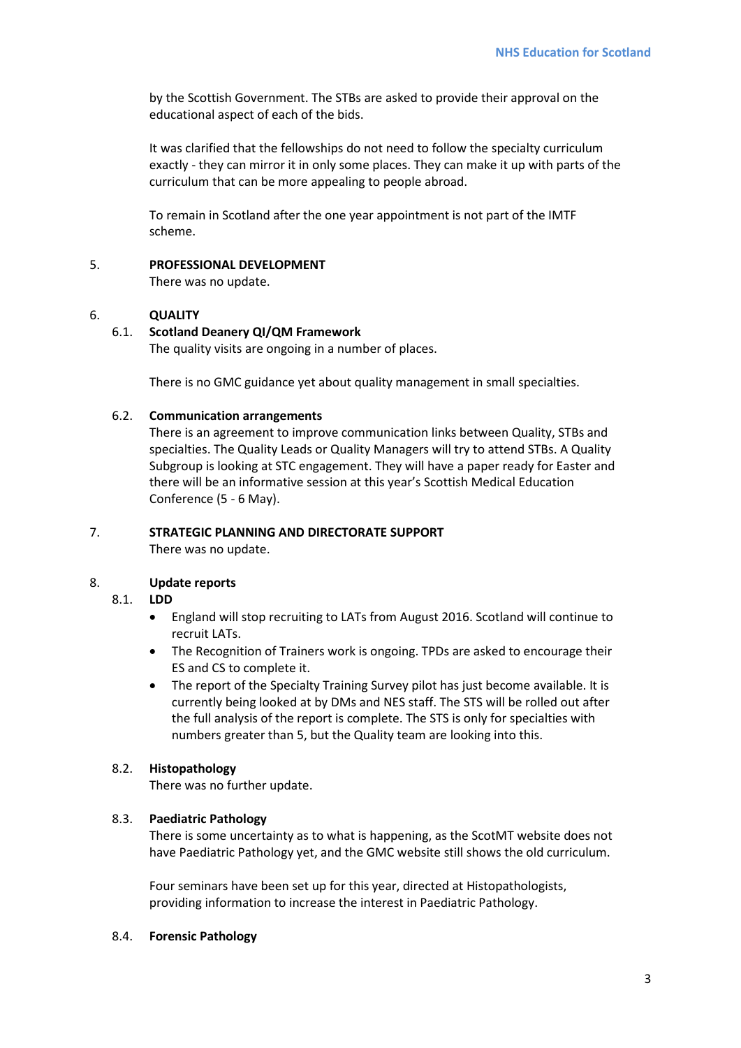by the Scottish Government. The STBs are asked to provide their approval on the educational aspect of each of the bids.

It was clarified that the fellowships do not need to follow the specialty curriculum exactly - they can mirror it in only some places. They can make it up with parts of the curriculum that can be more appealing to people abroad.

To remain in Scotland after the one year appointment is not part of the IMTF scheme.

## 5. PROFESSIONAL DEVELOPMENT

There was no update.

## 6. QUALITY

### 6.1. Scotland Deanery QI/QM Framework

The quality visits are ongoing in a number of places.

There is no GMC guidance yet about quality management in small specialties.

### 6.2. Communication arrangements

There is an agreement to improve communication links between Quality, STBs and specialties. The Quality Leads or Quality Managers will try to attend STBs. A Quality Subgroup is looking at STC engagement. They will have a paper ready for Easter and there will be an informative session at this year's Scottish Medical Education Conference (5 - 6 May).

## 7. STRATEGIC PLANNING AND DIRECTORATE SUPPORT

There was no update.

## 8. Update reports

### 8.1. LDD

- England will stop recruiting to LATs from August 2016. Scotland will continue to recruit LATs.
- The Recognition of Trainers work is ongoing. TPDs are asked to encourage their ES and CS to complete it.
- The report of the Specialty Training Survey pilot has just become available. It is currently being looked at by DMs and NES staff. The STS will be rolled out after the full analysis of the report is complete. The STS is only for specialties with numbers greater than 5, but the Quality team are looking into this.

### 8.2. Histopathology

There was no further update.

### 8.3. Paediatric Pathology

There is some uncertainty as to what is happening, as the ScotMT website does not have Paediatric Pathology yet, and the GMC website still shows the old curriculum.

Four seminars have been set up for this year, directed at Histopathologists, providing information to increase the interest in Paediatric Pathology.

### 8.4. Forensic Pathology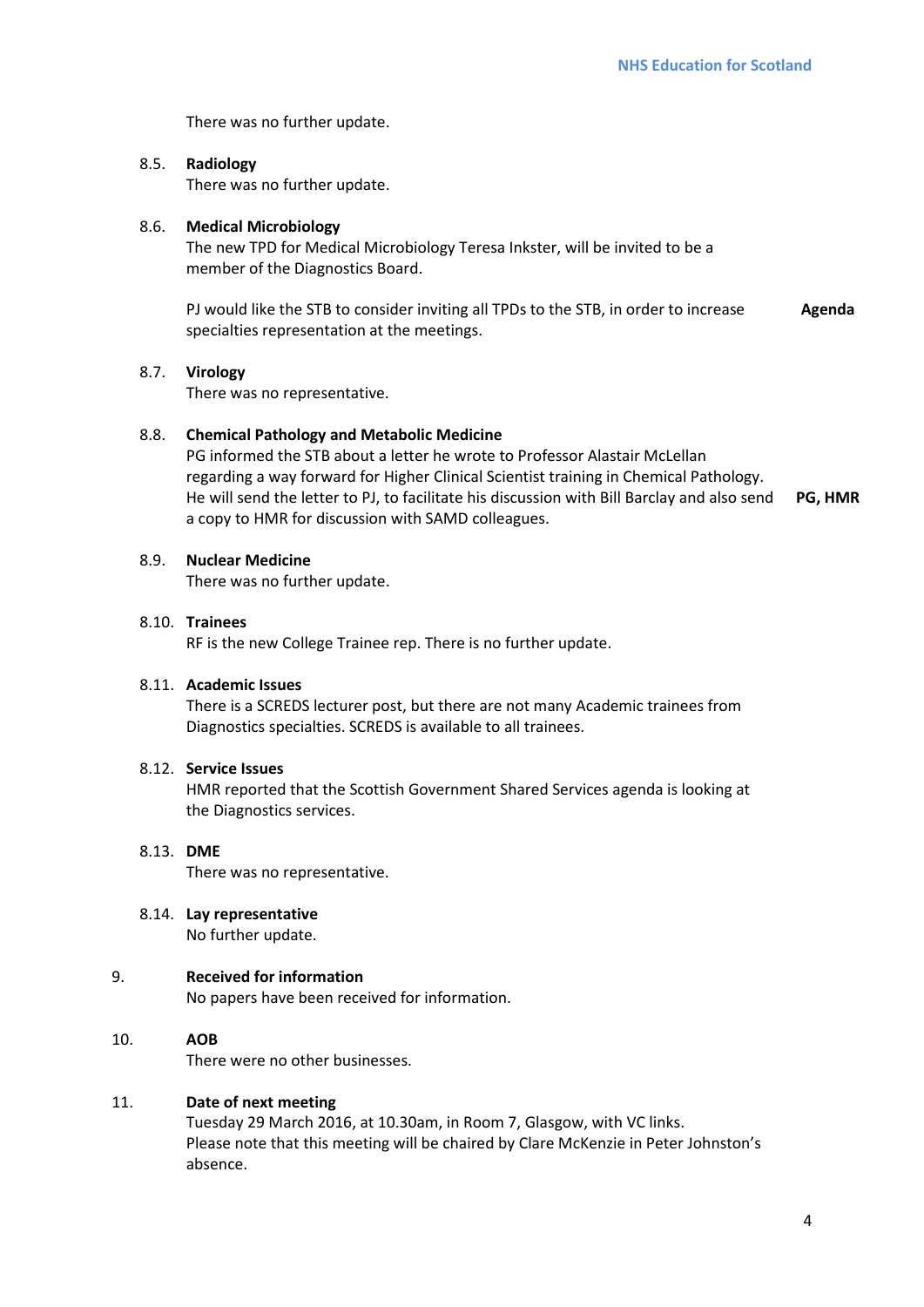There was no further update.

**8.5. Radiology**

There was no further update.

**8.6. Medical Microbiology**

The new TPD for Medical Microbiology Teresa Inkster, will be invited to be a member of the Diagnostics Board.

PJ would like the STB to consider inviting all TPDs to the STB, in order to increase specialties representation at the meetings. **Agenda**

**8.7. Virology**

There was no representative.

**8.8. Chemical Pathology and Metabolic Medicine**

PG informed the STB about a letter he wrote to Professor Alastair McLellan regarding a way forward for Higher Clinical Scientist training in Chemical Pathology. He will send the letter to PJ, to facilitate his discussion with Bill Barclay and also send a copy to HMR for discussion with SAMD colleagues. **PG, HMR**

**8.9. Nuclear Medicine**

There was no further update.

**8.10. Trainees**

RF is the new College Trainee rep. There is no further update.

**8.11. Academic Issues**

There is a SCREDS lecturer post, but there are not many Academic trainees from Diagnostics specialties. SCREDS is available to all trainees.

**8.12. Service Issues**

HMR reported that the Scottish Government Shared Services agenda is looking at the Diagnostics services.

**8.13. DME**

There was no representative.

**8.14. Lay representative**

No further update.

**9. Received for information**

No papers have been received for information.

**10. AOB**

There were no other businesses.

**11. Date of next meeting**

Tuesday 29 March 2016, at 10.30am, in Room 7, Glasgow, with VC links.
Please note that this meeting will be chaired by Clare McKenzie in Peter Johnston's absence.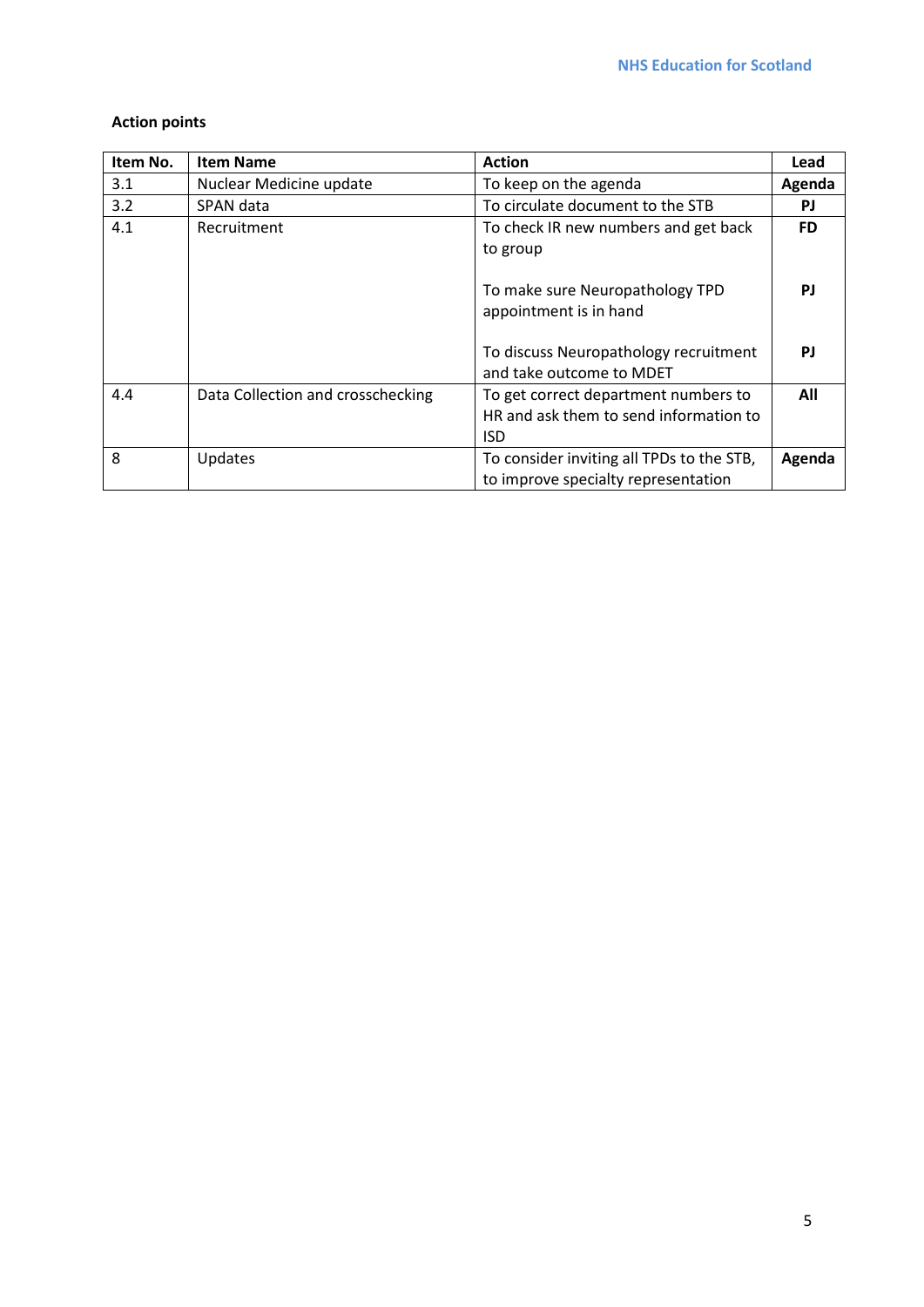**Action points**

| Item No. | Item Name | Action | Lead |
|---|---|---|---|
| 3.1 | Nuclear Medicine update | To keep on the agenda | **Agenda** |
| 3.2 | SPAN data | To circulate document to the STB | **PJ** |
| 4.1 | Recruitment | To check IR new numbers and get back to group | **FD** |
| | | To make sure Neuropathology TPD appointment is in hand | **PJ** |
| | | To discuss Neuropathology recruitment and take outcome to MDET | **PJ** |
| 4.4 | Data Collection and crosschecking | To get correct department numbers to HR and ask them to send information to ISD | **All** |
| 8 | Updates | To consider inviting all TPDs to the STB, to improve specialty representation | **Agenda** |